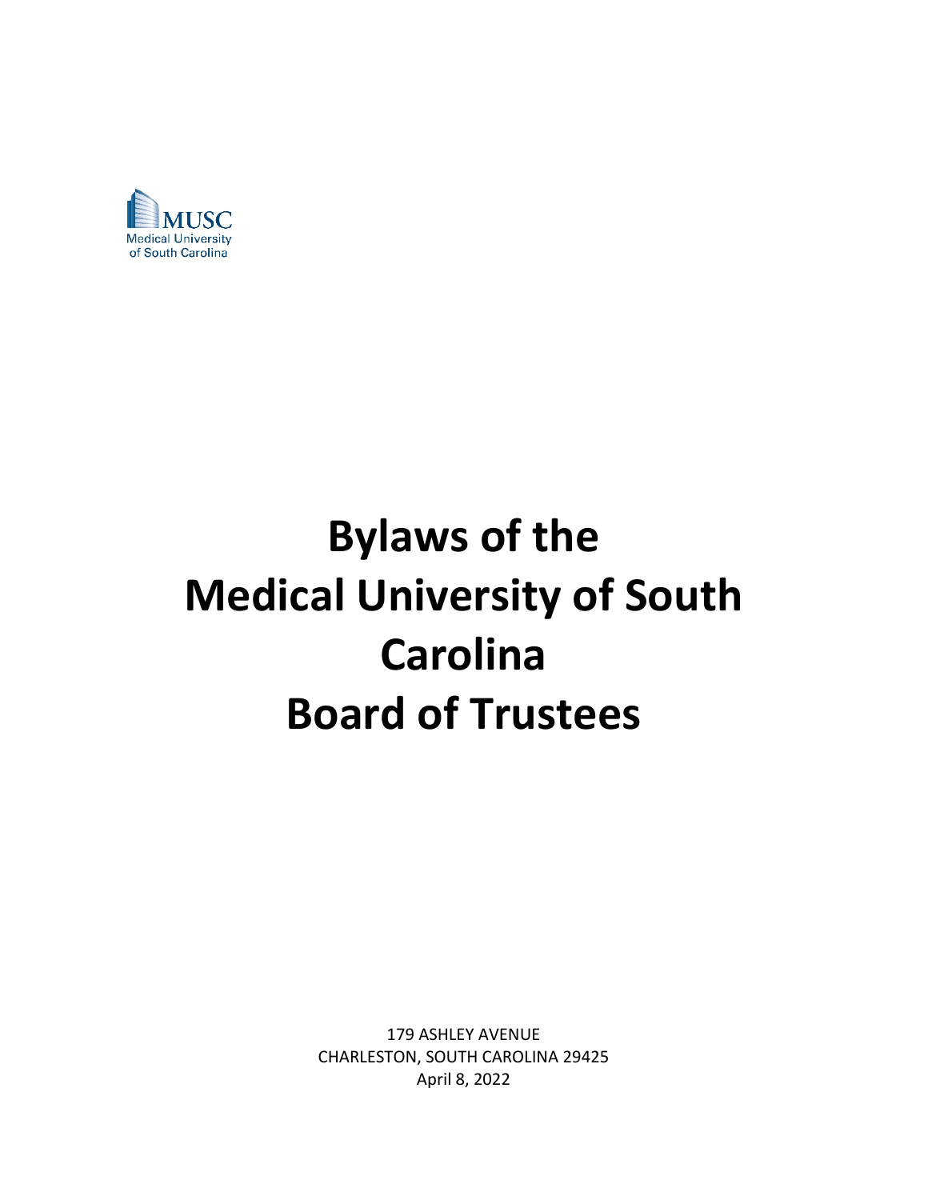MUSC
Medical University
of South Carolina

# Bylaws of the Medical University of South Carolina Board of Trustees

179 ASHLEY AVENUE
CHARLESTON, SOUTH CAROLINA 29425
April 8, 2022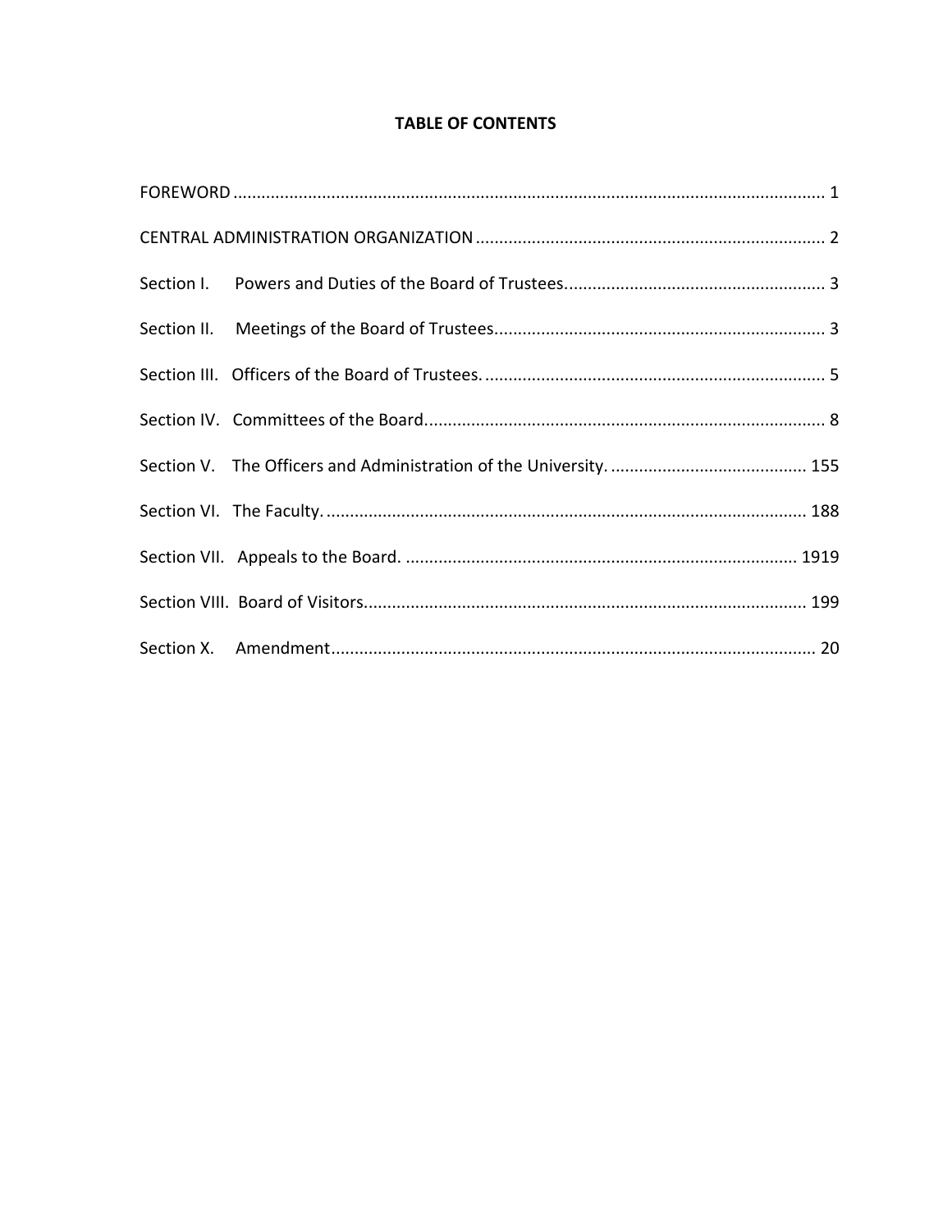# TABLE OF CONTENTS

FOREWORD ............................................................................................................................ 1

CENTRAL ADMINISTRATION ORGANIZATION ......................................................................... 2

Section I. Powers and Duties of the Board of Trustees....................................................... 3

Section II. Meetings of the Board of Trustees...................................................................... 3

Section III. Officers of the Board of Trustees......................................................................... 5

Section IV. Committees of the Board..................................................................................... 8

Section V. The Officers and Administration of the University. .......................................... 155

Section VI. The Faculty...................................................................................................... 188

Section VII. Appeals to the Board. ................................................................................... 1919

Section VIII. Board of Visitors............................................................................................ 199

Section X. Amendment...................................................................................................... 20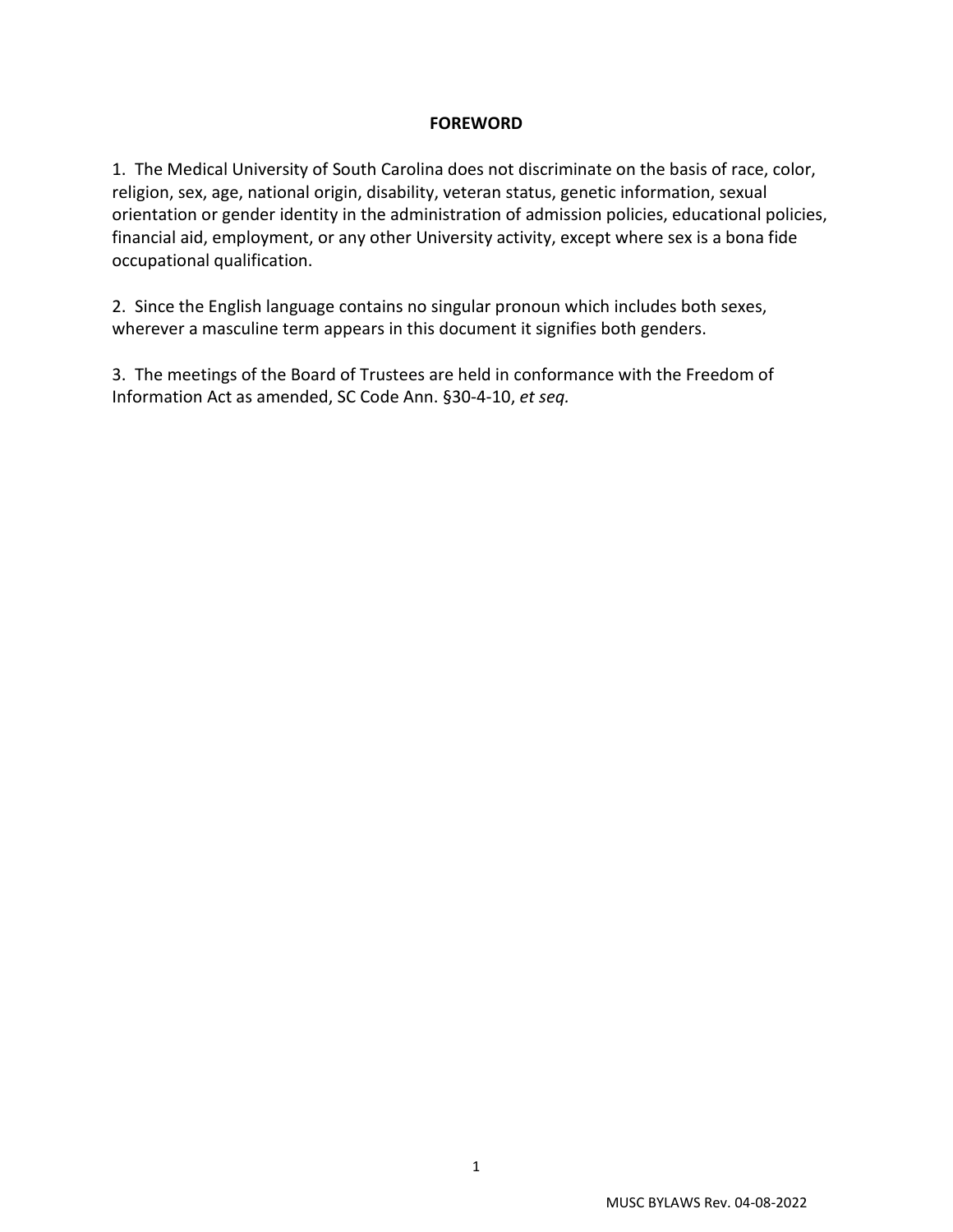## FOREWORD

1. The Medical University of South Carolina does not discriminate on the basis of race, color, religion, sex, age, national origin, disability, veteran status, genetic information, sexual orientation or gender identity in the administration of admission policies, educational policies, financial aid, employment, or any other University activity, except where sex is a bona fide occupational qualification.

2. Since the English language contains no singular pronoun which includes both sexes, wherever a masculine term appears in this document it signifies both genders.

3. The meetings of the Board of Trustees are held in conformance with the Freedom of Information Act as amended, SC Code Ann. §30-4-10, *et seq.*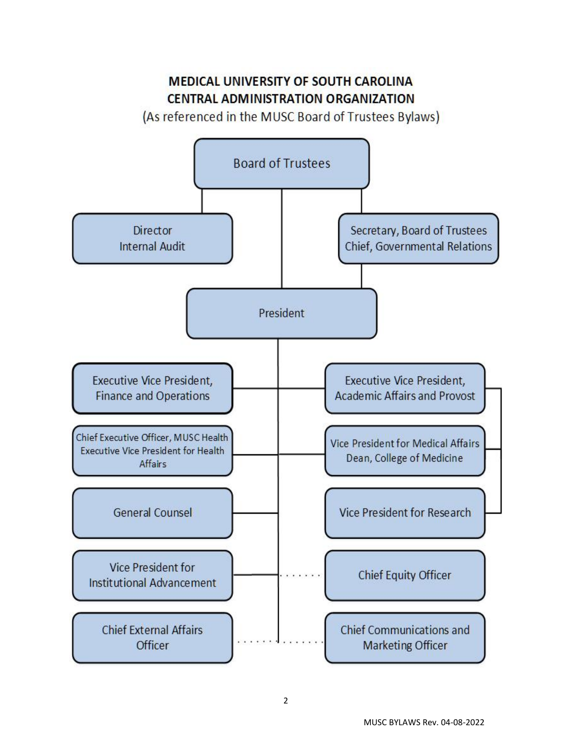# MEDICAL UNIVERSITY OF SOUTH CAROLINA
# CENTRAL ADMINISTRATION ORGANIZATION

(As referenced in the MUSC Board of Trustees Bylaws)

Board of Trustees

Director
Internal Audit

Secretary, Board of Trustees
Chief, Governmental Relations

President

Executive Vice President,
Finance and Operations

Executive Vice President,
Academic Affairs and Provost

Chief Executive Officer, MUSC Health
Executive Vice President for Health Affairs

Vice President for Medical Affairs
Dean, College of Medicine

General Counsel

Vice President for Research

Vice President for
Institutional Advancement

Chief Equity Officer

Chief External Affairs
Officer

Chief Communications and
Marketing Officer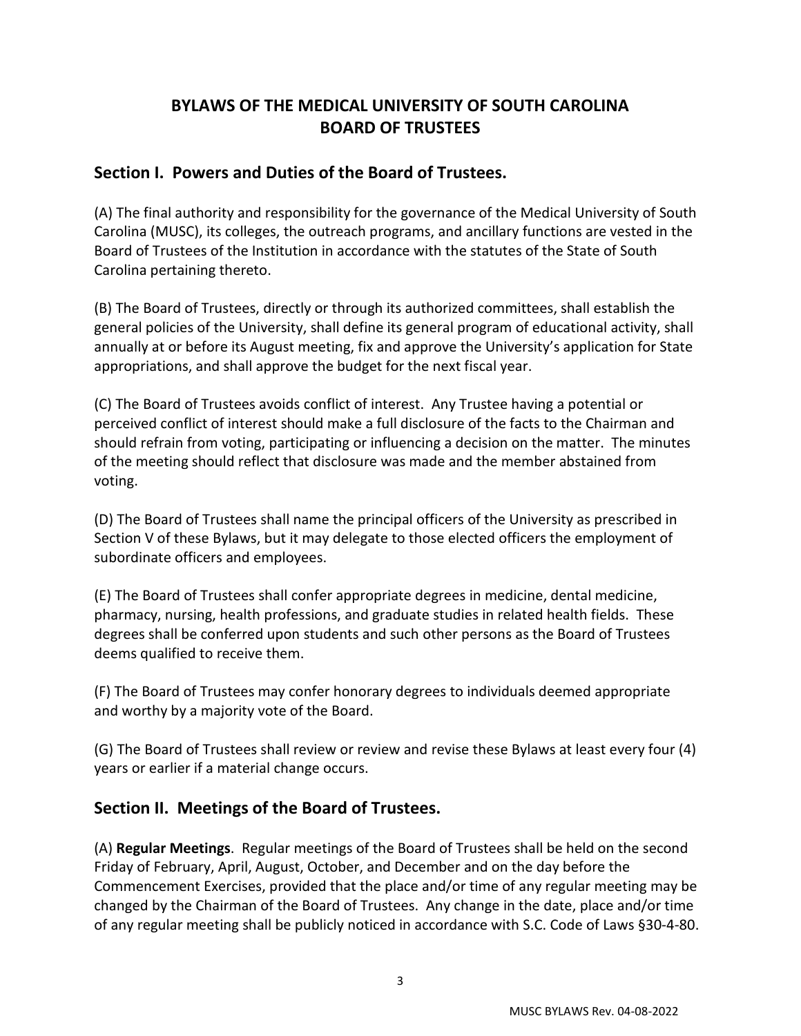# BYLAWS OF THE MEDICAL UNIVERSITY OF SOUTH CAROLINA BOARD OF TRUSTEES

## Section I. Powers and Duties of the Board of Trustees.

(A) The final authority and responsibility for the governance of the Medical University of South Carolina (MUSC), its colleges, the outreach programs, and ancillary functions are vested in the Board of Trustees of the Institution in accordance with the statutes of the State of South Carolina pertaining thereto.

(B) The Board of Trustees, directly or through its authorized committees, shall establish the general policies of the University, shall define its general program of educational activity, shall annually at or before its August meeting, fix and approve the University's application for State appropriations, and shall approve the budget for the next fiscal year.

(C) The Board of Trustees avoids conflict of interest. Any Trustee having a potential or perceived conflict of interest should make a full disclosure of the facts to the Chairman and should refrain from voting, participating or influencing a decision on the matter. The minutes of the meeting should reflect that disclosure was made and the member abstained from voting.

(D) The Board of Trustees shall name the principal officers of the University as prescribed in Section V of these Bylaws, but it may delegate to those elected officers the employment of subordinate officers and employees.

(E) The Board of Trustees shall confer appropriate degrees in medicine, dental medicine, pharmacy, nursing, health professions, and graduate studies in related health fields. These degrees shall be conferred upon students and such other persons as the Board of Trustees deems qualified to receive them.

(F) The Board of Trustees may confer honorary degrees to individuals deemed appropriate and worthy by a majority vote of the Board.

(G) The Board of Trustees shall review or review and revise these Bylaws at least every four (4) years or earlier if a material change occurs.

## Section II. Meetings of the Board of Trustees.

(A) **Regular Meetings**. Regular meetings of the Board of Trustees shall be held on the second Friday of February, April, August, October, and December and on the day before the Commencement Exercises, provided that the place and/or time of any regular meeting may be changed by the Chairman of the Board of Trustees. Any change in the date, place and/or time of any regular meeting shall be publicly noticed in accordance with S.C. Code of Laws §30-4-80.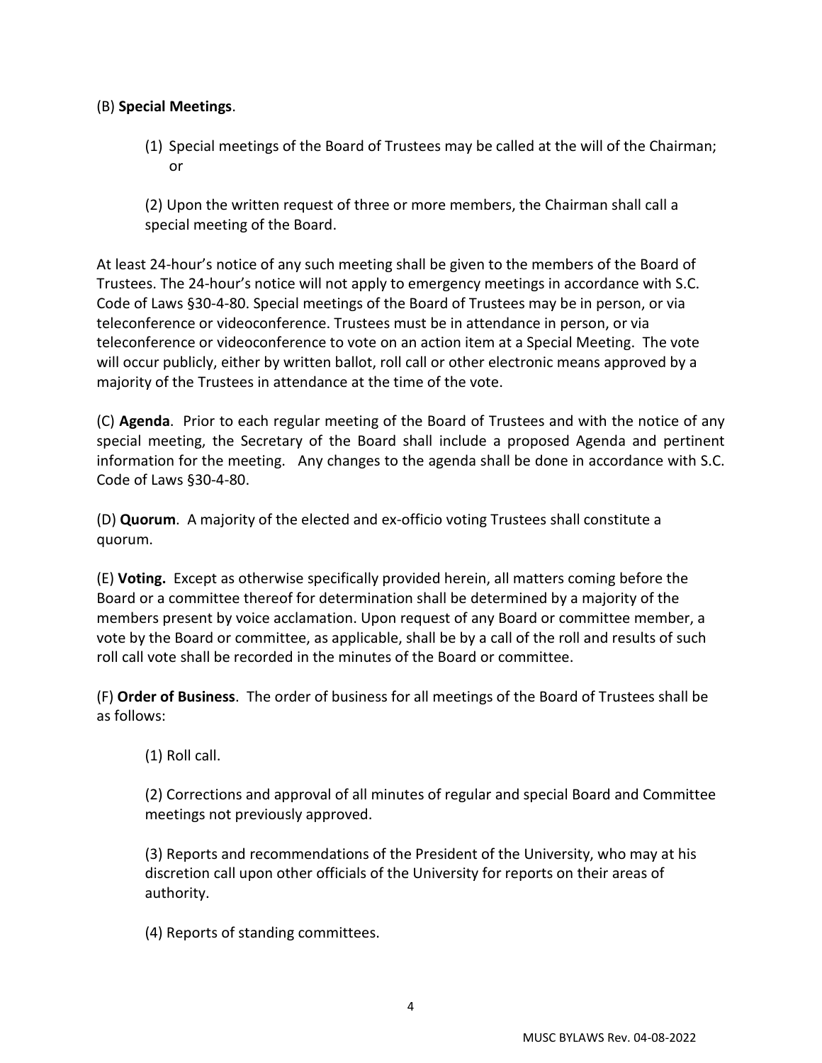(B) **Special Meetings**.

(1) Special meetings of the Board of Trustees may be called at the will of the Chairman; or

(2) Upon the written request of three or more members, the Chairman shall call a special meeting of the Board.

At least 24-hour's notice of any such meeting shall be given to the members of the Board of Trustees. The 24-hour's notice will not apply to emergency meetings in accordance with S.C. Code of Laws §30-4-80. Special meetings of the Board of Trustees may be in person, or via teleconference or videoconference. Trustees must be in attendance in person, or via teleconference or videoconference to vote on an action item at a Special Meeting. The vote will occur publicly, either by written ballot, roll call or other electronic means approved by a majority of the Trustees in attendance at the time of the vote.

(C) **Agenda**. Prior to each regular meeting of the Board of Trustees and with the notice of any special meeting, the Secretary of the Board shall include a proposed Agenda and pertinent information for the meeting. Any changes to the agenda shall be done in accordance with S.C. Code of Laws §30-4-80.

(D) **Quorum**. A majority of the elected and ex-officio voting Trustees shall constitute a quorum.

(E) **Voting.** Except as otherwise specifically provided herein, all matters coming before the Board or a committee thereof for determination shall be determined by a majority of the members present by voice acclamation. Upon request of any Board or committee member, a vote by the Board or committee, as applicable, shall be by a call of the roll and results of such roll call vote shall be recorded in the minutes of the Board or committee.

(F) **Order of Business**. The order of business for all meetings of the Board of Trustees shall be as follows:

(1) Roll call.

(2) Corrections and approval of all minutes of regular and special Board and Committee meetings not previously approved.

(3) Reports and recommendations of the President of the University, who may at his discretion call upon other officials of the University for reports on their areas of authority.

(4) Reports of standing committees.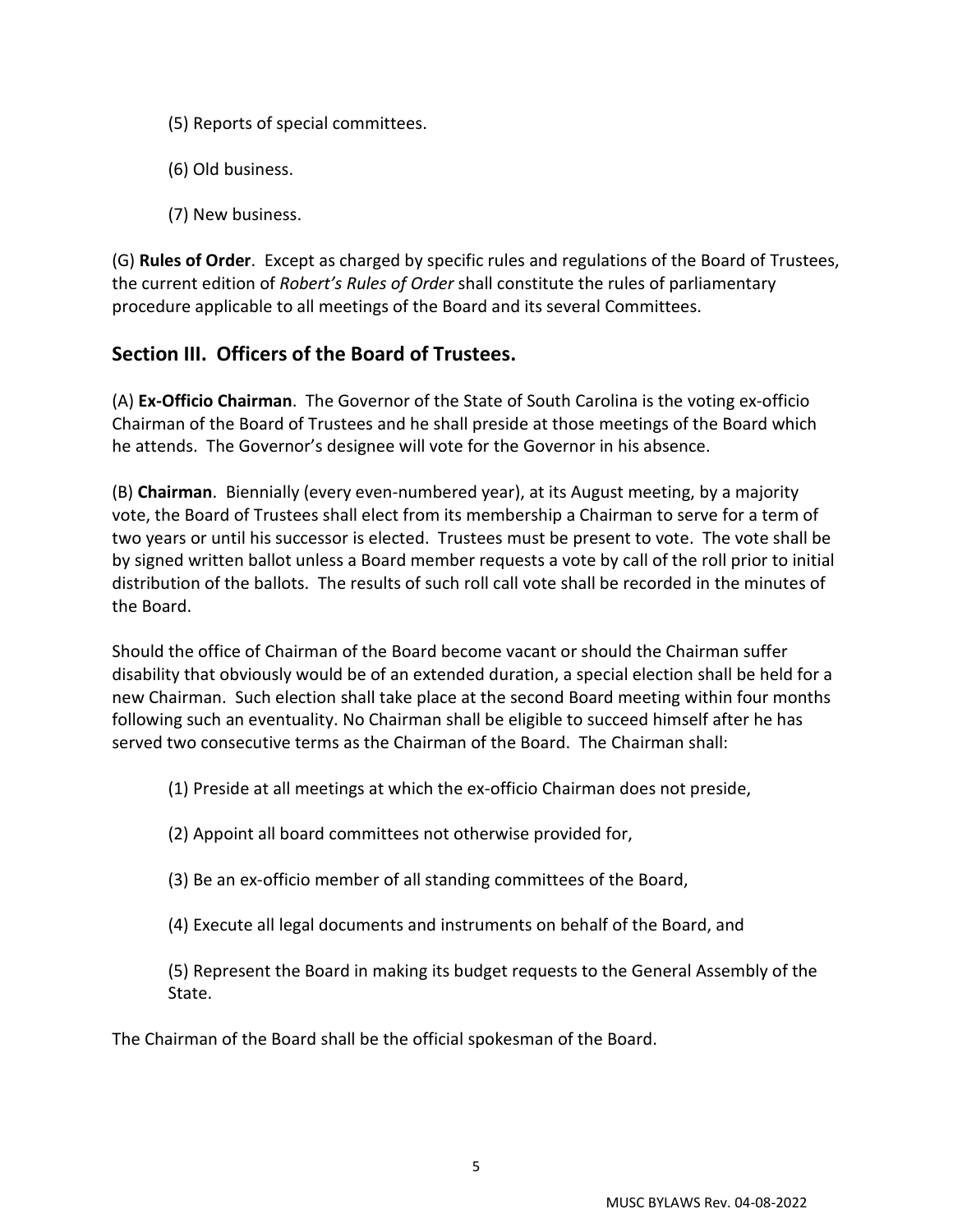(5) Reports of special committees.

(6) Old business.

(7) New business.

(G) **Rules of Order**. Except as charged by specific rules and regulations of the Board of Trustees, the current edition of *Robert's Rules of Order* shall constitute the rules of parliamentary procedure applicable to all meetings of the Board and its several Committees.

## Section III. Officers of the Board of Trustees.

(A) **Ex-Officio Chairman**. The Governor of the State of South Carolina is the voting ex-officio Chairman of the Board of Trustees and he shall preside at those meetings of the Board which he attends. The Governor's designee will vote for the Governor in his absence.

(B) **Chairman**. Biennially (every even-numbered year), at its August meeting, by a majority vote, the Board of Trustees shall elect from its membership a Chairman to serve for a term of two years or until his successor is elected. Trustees must be present to vote. The vote shall be by signed written ballot unless a Board member requests a vote by call of the roll prior to initial distribution of the ballots. The results of such roll call vote shall be recorded in the minutes of the Board.

Should the office of Chairman of the Board become vacant or should the Chairman suffer disability that obviously would be of an extended duration, a special election shall be held for a new Chairman. Such election shall take place at the second Board meeting within four months following such an eventuality. No Chairman shall be eligible to succeed himself after he has served two consecutive terms as the Chairman of the Board. The Chairman shall:

(1) Preside at all meetings at which the ex-officio Chairman does not preside,

(2) Appoint all board committees not otherwise provided for,

(3) Be an ex-officio member of all standing committees of the Board,

(4) Execute all legal documents and instruments on behalf of the Board, and

(5) Represent the Board in making its budget requests to the General Assembly of the State.

The Chairman of the Board shall be the official spokesman of the Board.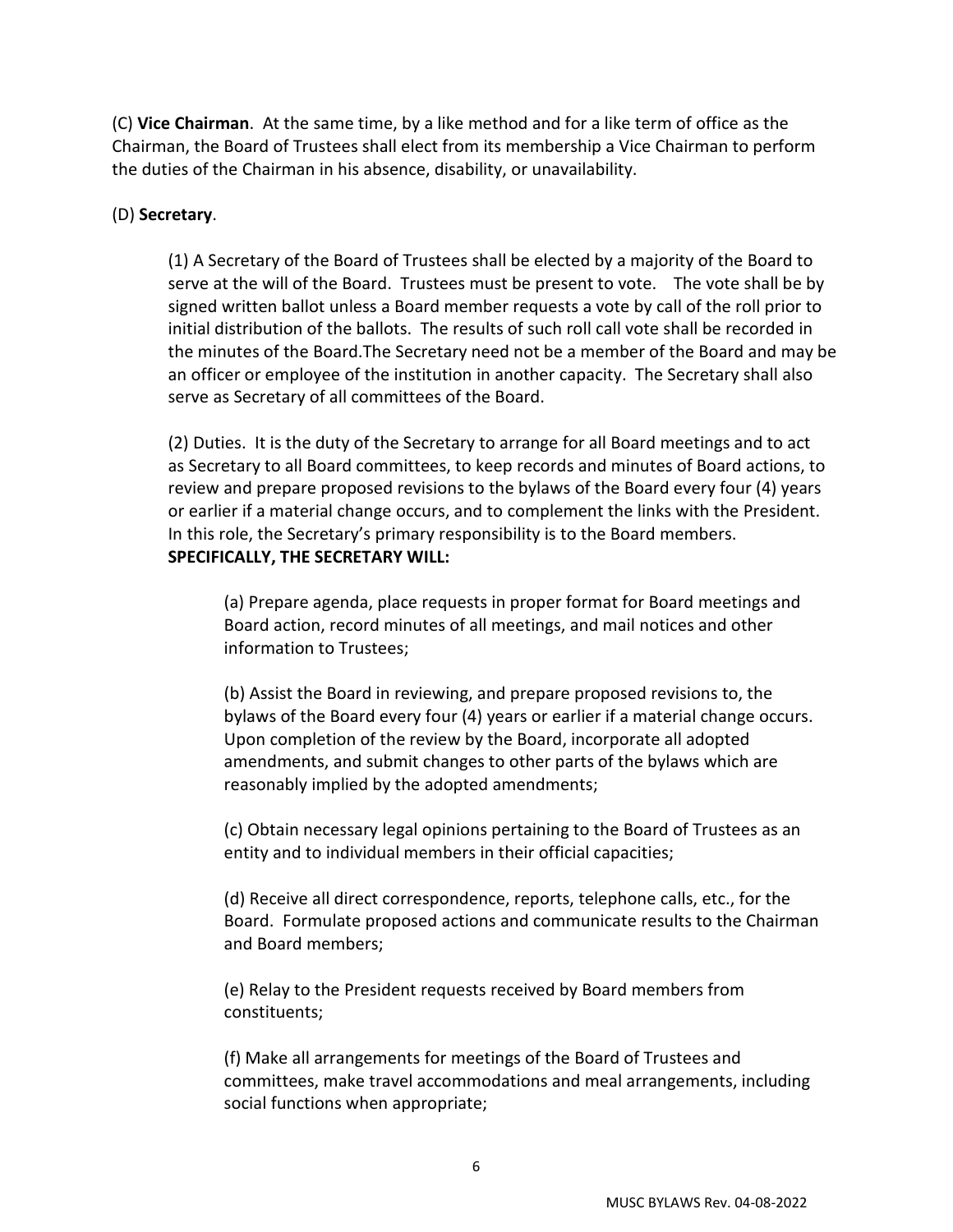(C) **Vice Chairman**. At the same time, by a like method and for a like term of office as the Chairman, the Board of Trustees shall elect from its membership a Vice Chairman to perform the duties of the Chairman in his absence, disability, or unavailability.

(D) **Secretary**.

(1) A Secretary of the Board of Trustees shall be elected by a majority of the Board to serve at the will of the Board. Trustees must be present to vote. The vote shall be by signed written ballot unless a Board member requests a vote by call of the roll prior to initial distribution of the ballots. The results of such roll call vote shall be recorded in the minutes of the Board.The Secretary need not be a member of the Board and may be an officer or employee of the institution in another capacity. The Secretary shall also serve as Secretary of all committees of the Board.

(2) Duties. It is the duty of the Secretary to arrange for all Board meetings and to act as Secretary to all Board committees, to keep records and minutes of Board actions, to review and prepare proposed revisions to the bylaws of the Board every four (4) years or earlier if a material change occurs, and to complement the links with the President. In this role, the Secretary's primary responsibility is to the Board members. **SPECIFICALLY, THE SECRETARY WILL:**

(a) Prepare agenda, place requests in proper format for Board meetings and Board action, record minutes of all meetings, and mail notices and other information to Trustees;

(b) Assist the Board in reviewing, and prepare proposed revisions to, the bylaws of the Board every four (4) years or earlier if a material change occurs. Upon completion of the review by the Board, incorporate all adopted amendments, and submit changes to other parts of the bylaws which are reasonably implied by the adopted amendments;

(c) Obtain necessary legal opinions pertaining to the Board of Trustees as an entity and to individual members in their official capacities;

(d) Receive all direct correspondence, reports, telephone calls, etc., for the Board. Formulate proposed actions and communicate results to the Chairman and Board members;

(e) Relay to the President requests received by Board members from constituents;

(f) Make all arrangements for meetings of the Board of Trustees and committees, make travel accommodations and meal arrangements, including social functions when appropriate;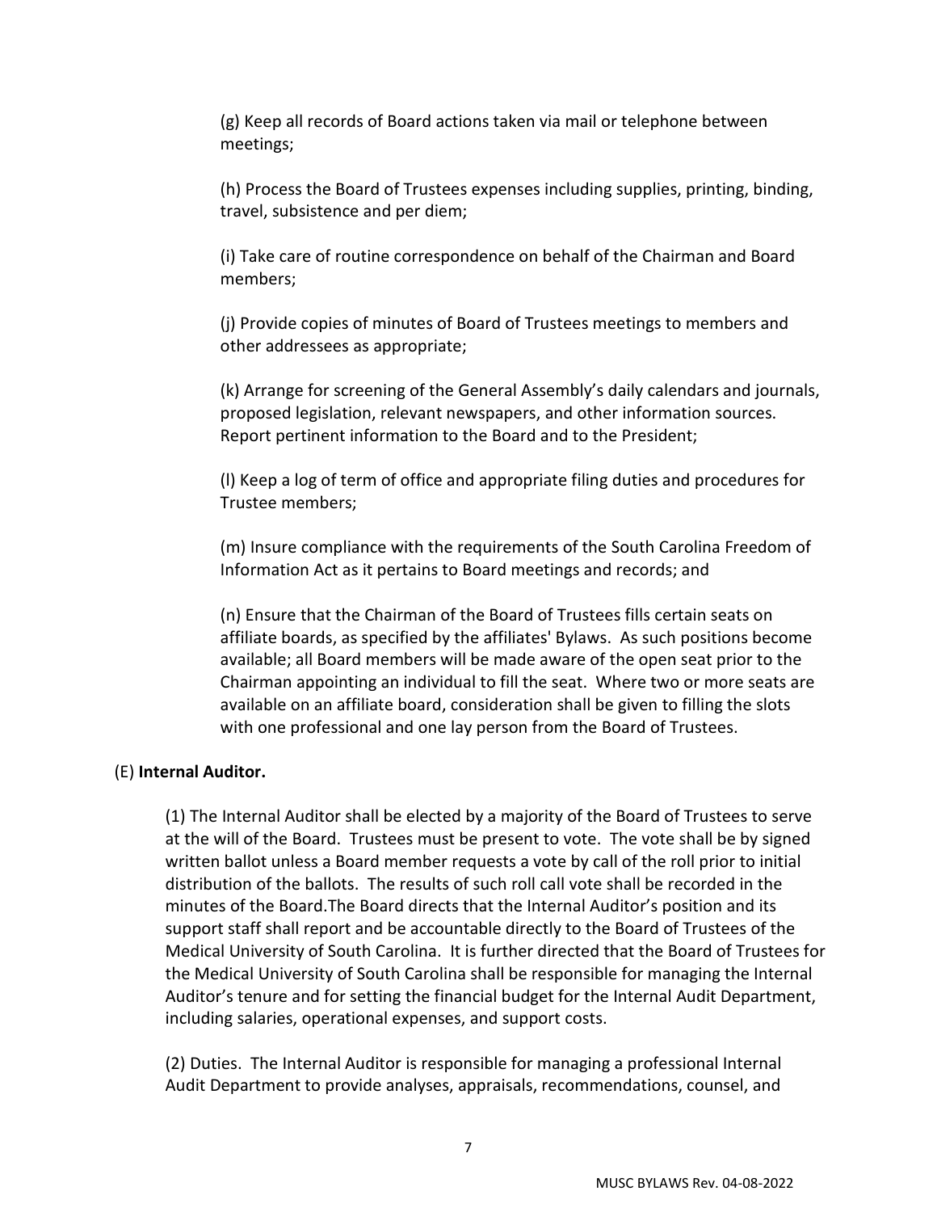(g) Keep all records of Board actions taken via mail or telephone between meetings;

(h) Process the Board of Trustees expenses including supplies, printing, binding, travel, subsistence and per diem;

(i) Take care of routine correspondence on behalf of the Chairman and Board members;

(j) Provide copies of minutes of Board of Trustees meetings to members and other addressees as appropriate;

(k) Arrange for screening of the General Assembly's daily calendars and journals, proposed legislation, relevant newspapers, and other information sources. Report pertinent information to the Board and to the President;

(l) Keep a log of term of office and appropriate filing duties and procedures for Trustee members;

(m) Insure compliance with the requirements of the South Carolina Freedom of Information Act as it pertains to Board meetings and records; and

(n) Ensure that the Chairman of the Board of Trustees fills certain seats on affiliate boards, as specified by the affiliates' Bylaws. As such positions become available; all Board members will be made aware of the open seat prior to the Chairman appointing an individual to fill the seat. Where two or more seats are available on an affiliate board, consideration shall be given to filling the slots with one professional and one lay person from the Board of Trustees.

(E) **Internal Auditor.**

(1) The Internal Auditor shall be elected by a majority of the Board of Trustees to serve at the will of the Board. Trustees must be present to vote. The vote shall be by signed written ballot unless a Board member requests a vote by call of the roll prior to initial distribution of the ballots. The results of such roll call vote shall be recorded in the minutes of the Board.The Board directs that the Internal Auditor's position and its support staff shall report and be accountable directly to the Board of Trustees of the Medical University of South Carolina. It is further directed that the Board of Trustees for the Medical University of South Carolina shall be responsible for managing the Internal Auditor's tenure and for setting the financial budget for the Internal Audit Department, including salaries, operational expenses, and support costs.

(2) Duties. The Internal Auditor is responsible for managing a professional Internal Audit Department to provide analyses, appraisals, recommendations, counsel, and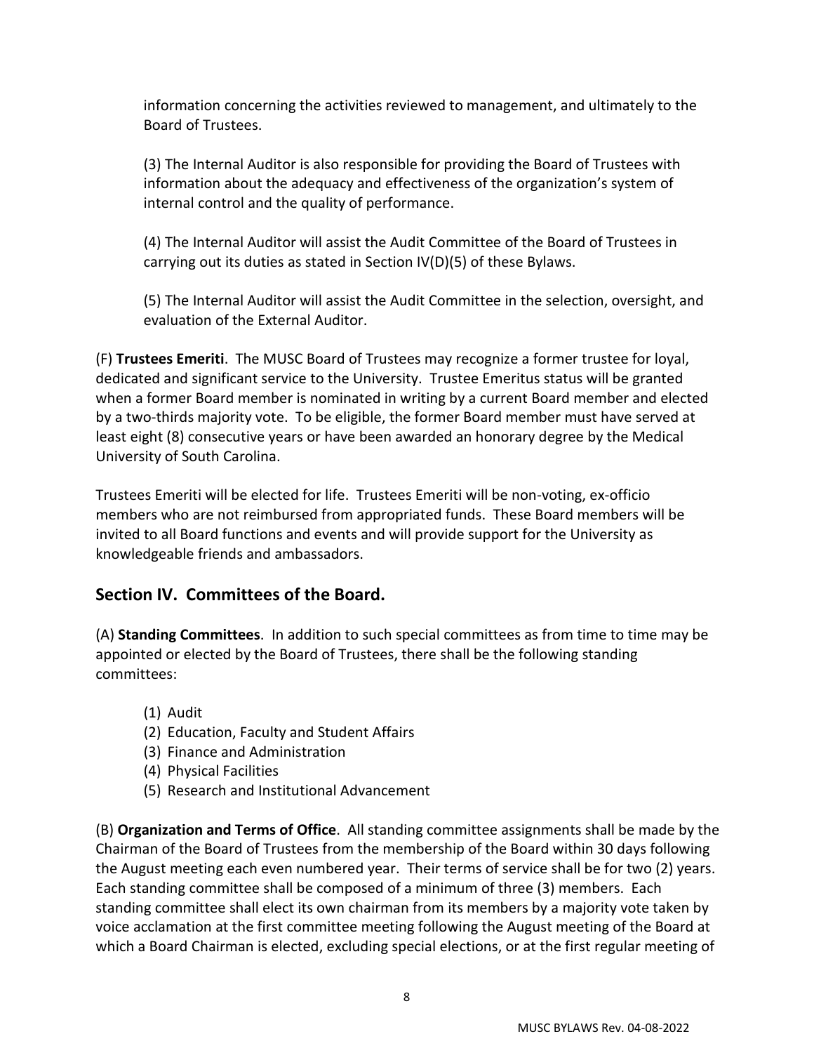information concerning the activities reviewed to management, and ultimately to the Board of Trustees.

(3) The Internal Auditor is also responsible for providing the Board of Trustees with information about the adequacy and effectiveness of the organization's system of internal control and the quality of performance.

(4) The Internal Auditor will assist the Audit Committee of the Board of Trustees in carrying out its duties as stated in Section IV(D)(5) of these Bylaws.

(5) The Internal Auditor will assist the Audit Committee in the selection, oversight, and evaluation of the External Auditor.

(F) **Trustees Emeriti**. The MUSC Board of Trustees may recognize a former trustee for loyal, dedicated and significant service to the University. Trustee Emeritus status will be granted when a former Board member is nominated in writing by a current Board member and elected by a two-thirds majority vote. To be eligible, the former Board member must have served at least eight (8) consecutive years or have been awarded an honorary degree by the Medical University of South Carolina.

Trustees Emeriti will be elected for life. Trustees Emeriti will be non-voting, ex-officio members who are not reimbursed from appropriated funds. These Board members will be invited to all Board functions and events and will provide support for the University as knowledgeable friends and ambassadors.

## Section IV. Committees of the Board.

(A) **Standing Committees**. In addition to such special committees as from time to time may be appointed or elected by the Board of Trustees, there shall be the following standing committees:

(1) Audit
(2) Education, Faculty and Student Affairs
(3) Finance and Administration
(4) Physical Facilities
(5) Research and Institutional Advancement

(B) **Organization and Terms of Office**. All standing committee assignments shall be made by the Chairman of the Board of Trustees from the membership of the Board within 30 days following the August meeting each even numbered year. Their terms of service shall be for two (2) years. Each standing committee shall be composed of a minimum of three (3) members. Each standing committee shall elect its own chairman from its members by a majority vote taken by voice acclamation at the first committee meeting following the August meeting of the Board at which a Board Chairman is elected, excluding special elections, or at the first regular meeting of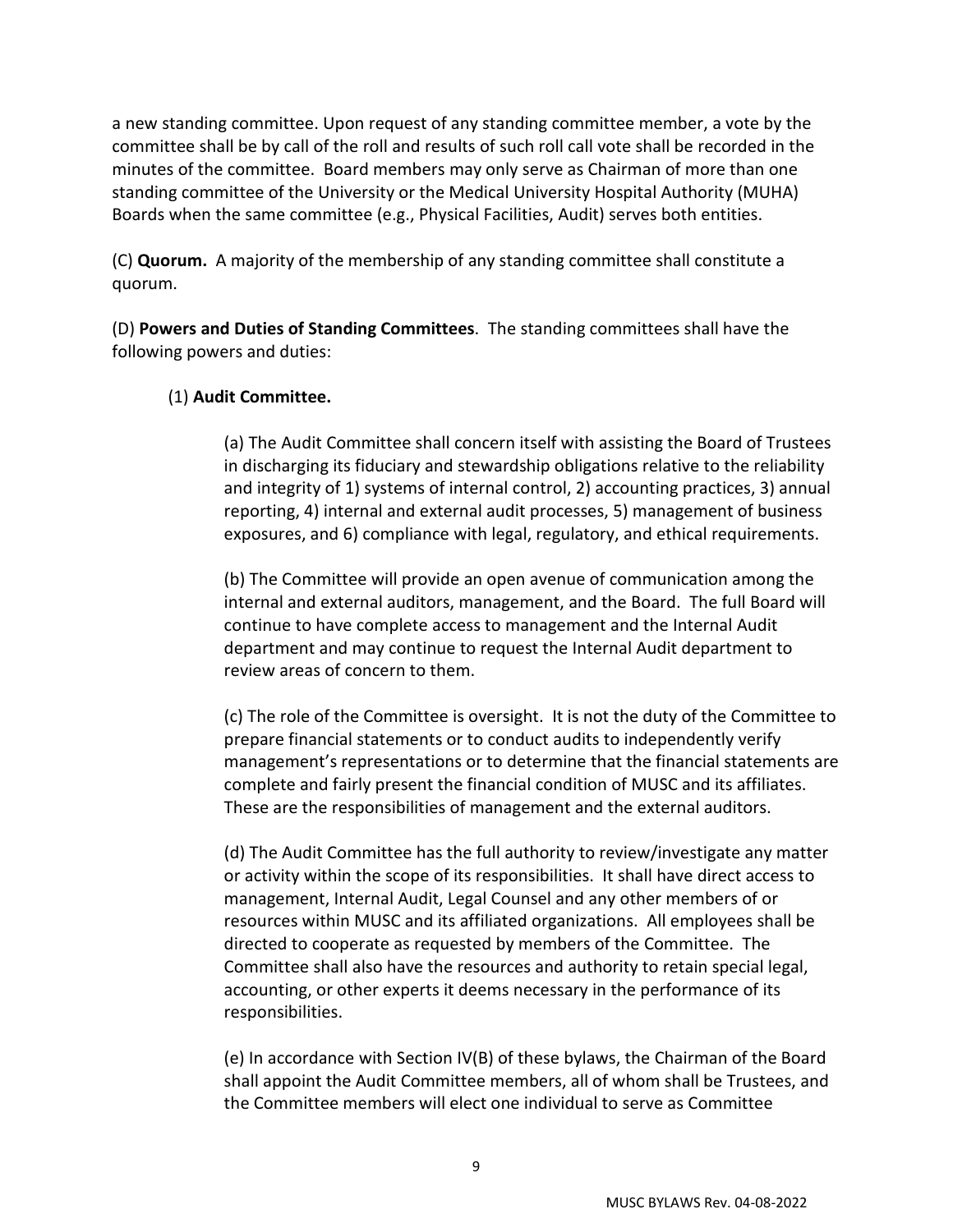a new standing committee. Upon request of any standing committee member, a vote by the committee shall be by call of the roll and results of such roll call vote shall be recorded in the minutes of the committee. Board members may only serve as Chairman of more than one standing committee of the University or the Medical University Hospital Authority (MUHA) Boards when the same committee (e.g., Physical Facilities, Audit) serves both entities.

(C) **Quorum.** A majority of the membership of any standing committee shall constitute a quorum.

(D) **Powers and Duties of Standing Committees**. The standing committees shall have the following powers and duties:

(1) **Audit Committee.**

(a) The Audit Committee shall concern itself with assisting the Board of Trustees in discharging its fiduciary and stewardship obligations relative to the reliability and integrity of 1) systems of internal control, 2) accounting practices, 3) annual reporting, 4) internal and external audit processes, 5) management of business exposures, and 6) compliance with legal, regulatory, and ethical requirements.

(b) The Committee will provide an open avenue of communication among the internal and external auditors, management, and the Board. The full Board will continue to have complete access to management and the Internal Audit department and may continue to request the Internal Audit department to review areas of concern to them.

(c) The role of the Committee is oversight. It is not the duty of the Committee to prepare financial statements or to conduct audits to independently verify management's representations or to determine that the financial statements are complete and fairly present the financial condition of MUSC and its affiliates. These are the responsibilities of management and the external auditors.

(d) The Audit Committee has the full authority to review/investigate any matter or activity within the scope of its responsibilities. It shall have direct access to management, Internal Audit, Legal Counsel and any other members of or resources within MUSC and its affiliated organizations. All employees shall be directed to cooperate as requested by members of the Committee. The Committee shall also have the resources and authority to retain special legal, accounting, or other experts it deems necessary in the performance of its responsibilities.

(e) In accordance with Section IV(B) of these bylaws, the Chairman of the Board shall appoint the Audit Committee members, all of whom shall be Trustees, and the Committee members will elect one individual to serve as Committee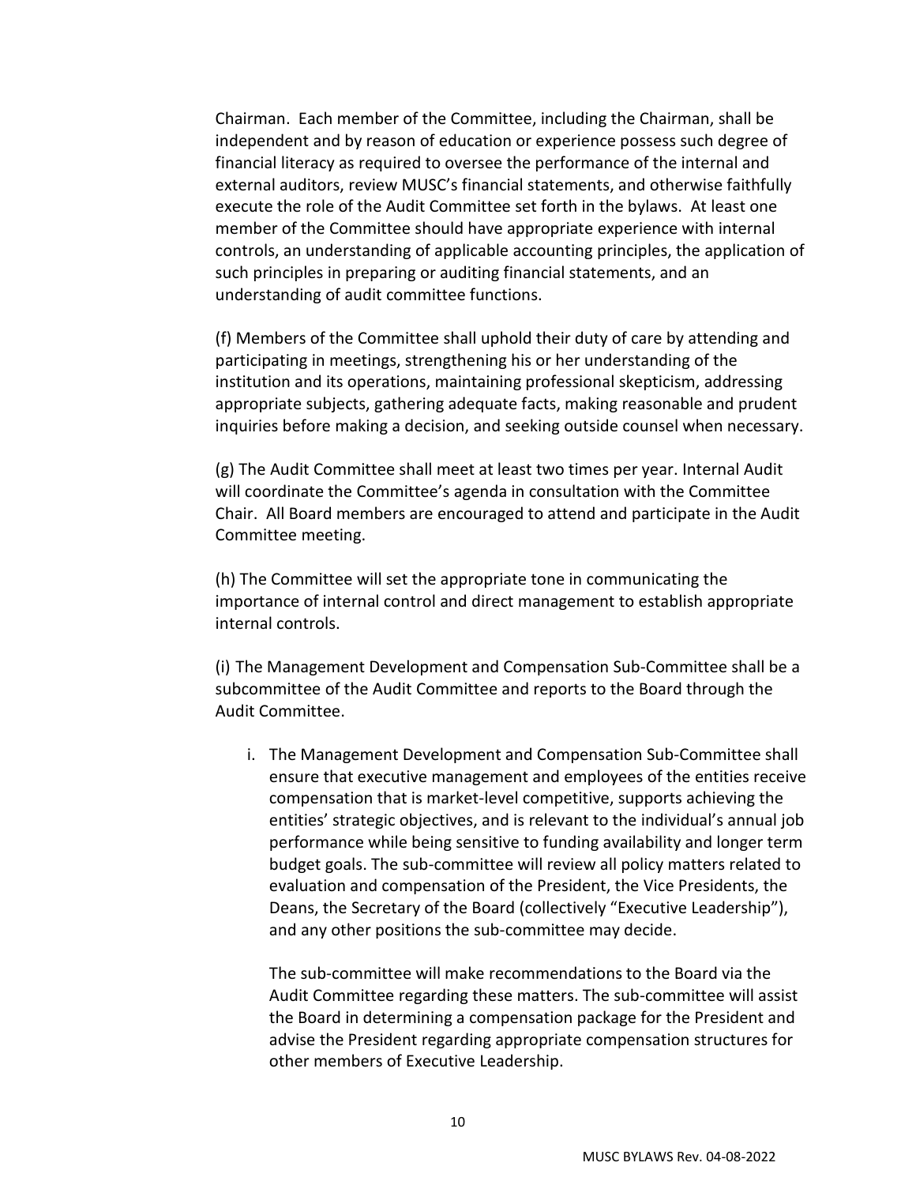Chairman. Each member of the Committee, including the Chairman, shall be independent and by reason of education or experience possess such degree of financial literacy as required to oversee the performance of the internal and external auditors, review MUSC's financial statements, and otherwise faithfully execute the role of the Audit Committee set forth in the bylaws. At least one member of the Committee should have appropriate experience with internal controls, an understanding of applicable accounting principles, the application of such principles in preparing or auditing financial statements, and an understanding of audit committee functions.

(f) Members of the Committee shall uphold their duty of care by attending and participating in meetings, strengthening his or her understanding of the institution and its operations, maintaining professional skepticism, addressing appropriate subjects, gathering adequate facts, making reasonable and prudent inquiries before making a decision, and seeking outside counsel when necessary.

(g) The Audit Committee shall meet at least two times per year. Internal Audit will coordinate the Committee's agenda in consultation with the Committee Chair. All Board members are encouraged to attend and participate in the Audit Committee meeting.

(h) The Committee will set the appropriate tone in communicating the importance of internal control and direct management to establish appropriate internal controls.

(i) The Management Development and Compensation Sub-Committee shall be a subcommittee of the Audit Committee and reports to the Board through the Audit Committee.

i. The Management Development and Compensation Sub-Committee shall ensure that executive management and employees of the entities receive compensation that is market-level competitive, supports achieving the entities' strategic objectives, and is relevant to the individual's annual job performance while being sensitive to funding availability and longer term budget goals. The sub-committee will review all policy matters related to evaluation and compensation of the President, the Vice Presidents, the Deans, the Secretary of the Board (collectively "Executive Leadership"), and any other positions the sub-committee may decide.

   The sub-committee will make recommendations to the Board via the Audit Committee regarding these matters. The sub-committee will assist the Board in determining a compensation package for the President and advise the President regarding appropriate compensation structures for other members of Executive Leadership.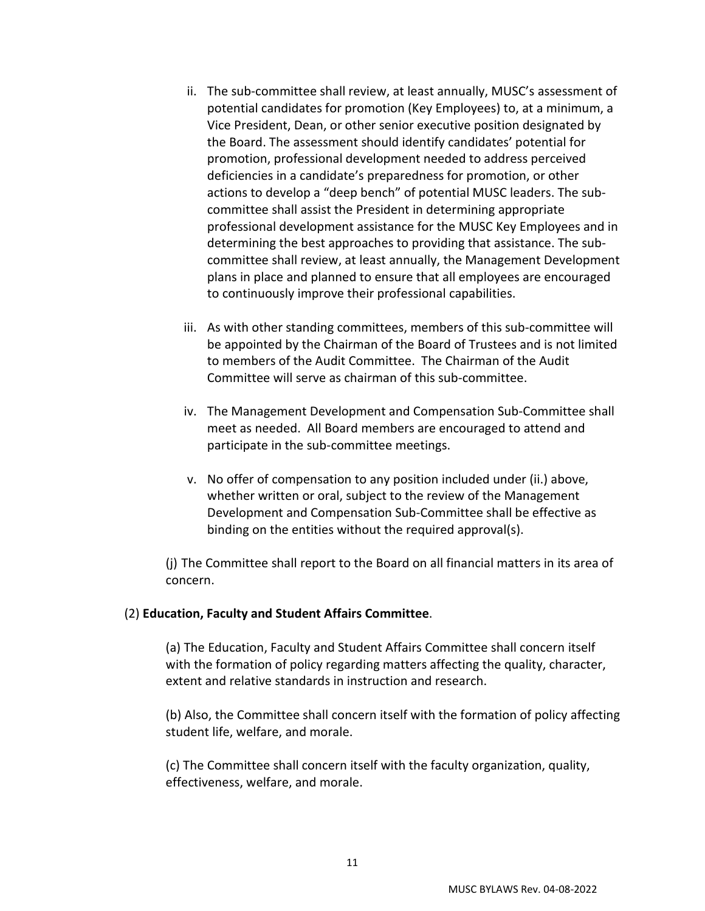ii. The sub-committee shall review, at least annually, MUSC's assessment of potential candidates for promotion (Key Employees) to, at a minimum, a Vice President, Dean, or other senior executive position designated by the Board. The assessment should identify candidates' potential for promotion, professional development needed to address perceived deficiencies in a candidate's preparedness for promotion, or other actions to develop a "deep bench" of potential MUSC leaders. The sub-committee shall assist the President in determining appropriate professional development assistance for the MUSC Key Employees and in determining the best approaches to providing that assistance. The sub-committee shall review, at least annually, the Management Development plans in place and planned to ensure that all employees are encouraged to continuously improve their professional capabilities.

iii. As with other standing committees, members of this sub-committee will be appointed by the Chairman of the Board of Trustees and is not limited to members of the Audit Committee. The Chairman of the Audit Committee will serve as chairman of this sub-committee.

iv. The Management Development and Compensation Sub-Committee shall meet as needed. All Board members are encouraged to attend and participate in the sub-committee meetings.

v. No offer of compensation to any position included under (ii.) above, whether written or oral, subject to the review of the Management Development and Compensation Sub-Committee shall be effective as binding on the entities without the required approval(s).

(j) The Committee shall report to the Board on all financial matters in its area of concern.

(2) **Education, Faculty and Student Affairs Committee**.

(a) The Education, Faculty and Student Affairs Committee shall concern itself with the formation of policy regarding matters affecting the quality, character, extent and relative standards in instruction and research.

(b) Also, the Committee shall concern itself with the formation of policy affecting student life, welfare, and morale.

(c) The Committee shall concern itself with the faculty organization, quality, effectiveness, welfare, and morale.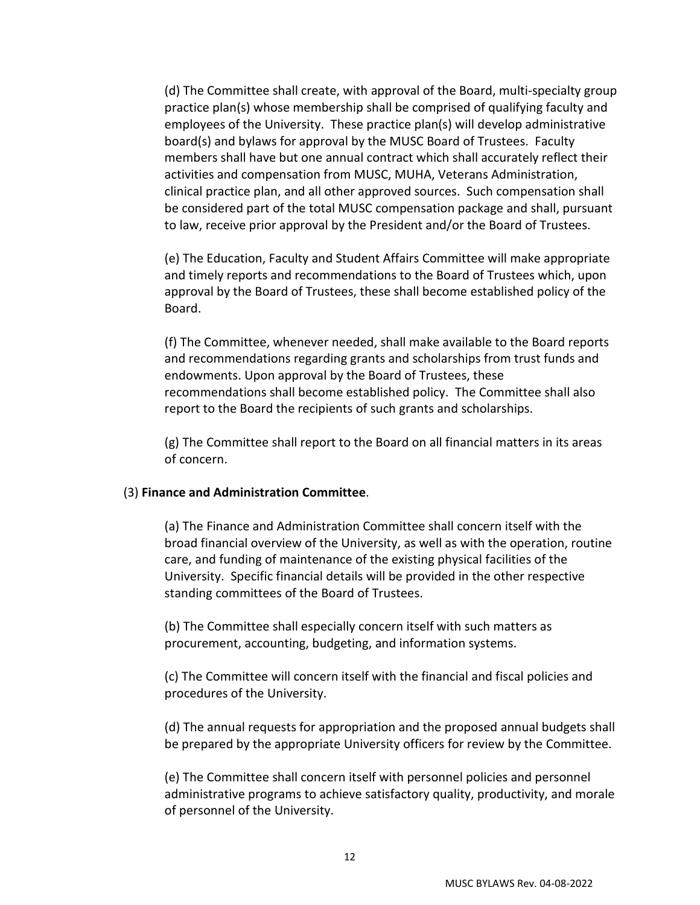(d) The Committee shall create, with approval of the Board, multi-specialty group practice plan(s) whose membership shall be comprised of qualifying faculty and employees of the University. These practice plan(s) will develop administrative board(s) and bylaws for approval by the MUSC Board of Trustees. Faculty members shall have but one annual contract which shall accurately reflect their activities and compensation from MUSC, MUHA, Veterans Administration, clinical practice plan, and all other approved sources. Such compensation shall be considered part of the total MUSC compensation package and shall, pursuant to law, receive prior approval by the President and/or the Board of Trustees.

(e) The Education, Faculty and Student Affairs Committee will make appropriate and timely reports and recommendations to the Board of Trustees which, upon approval by the Board of Trustees, these shall become established policy of the Board.

(f) The Committee, whenever needed, shall make available to the Board reports and recommendations regarding grants and scholarships from trust funds and endowments. Upon approval by the Board of Trustees, these recommendations shall become established policy. The Committee shall also report to the Board the recipients of such grants and scholarships.

(g) The Committee shall report to the Board on all financial matters in its areas of concern.

(3) **Finance and Administration Committee**.

(a) The Finance and Administration Committee shall concern itself with the broad financial overview of the University, as well as with the operation, routine care, and funding of maintenance of the existing physical facilities of the University. Specific financial details will be provided in the other respective standing committees of the Board of Trustees.

(b) The Committee shall especially concern itself with such matters as procurement, accounting, budgeting, and information systems.

(c) The Committee will concern itself with the financial and fiscal policies and procedures of the University.

(d) The annual requests for appropriation and the proposed annual budgets shall be prepared by the appropriate University officers for review by the Committee.

(e) The Committee shall concern itself with personnel policies and personnel administrative programs to achieve satisfactory quality, productivity, and morale of personnel of the University.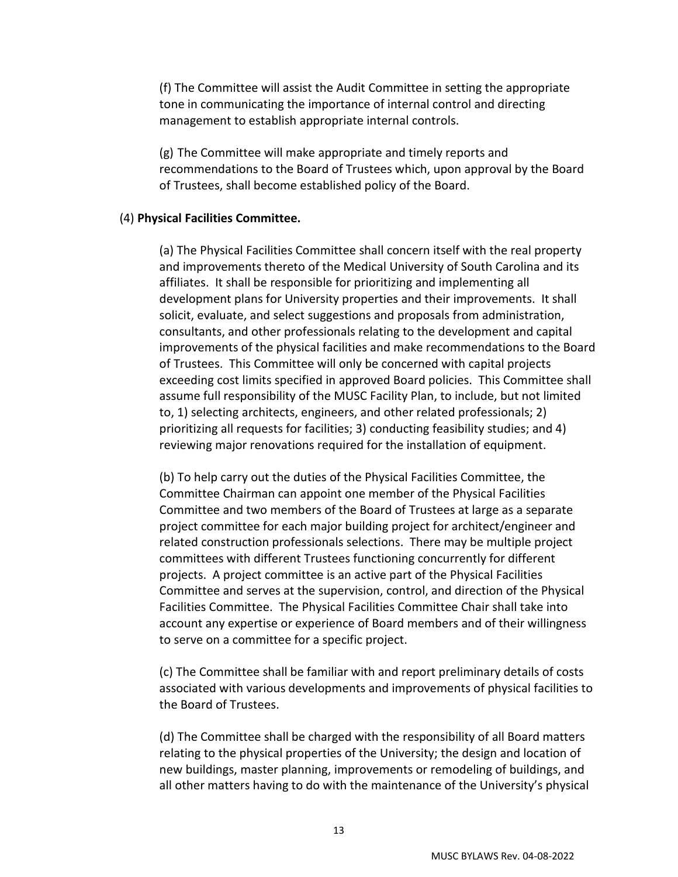(f) The Committee will assist the Audit Committee in setting the appropriate tone in communicating the importance of internal control and directing management to establish appropriate internal controls.

(g) The Committee will make appropriate and timely reports and recommendations to the Board of Trustees which, upon approval by the Board of Trustees, shall become established policy of the Board.

(4) **Physical Facilities Committee.**

(a) The Physical Facilities Committee shall concern itself with the real property and improvements thereto of the Medical University of South Carolina and its affiliates. It shall be responsible for prioritizing and implementing all development plans for University properties and their improvements. It shall solicit, evaluate, and select suggestions and proposals from administration, consultants, and other professionals relating to the development and capital improvements of the physical facilities and make recommendations to the Board of Trustees. This Committee will only be concerned with capital projects exceeding cost limits specified in approved Board policies. This Committee shall assume full responsibility of the MUSC Facility Plan, to include, but not limited to, 1) selecting architects, engineers, and other related professionals; 2) prioritizing all requests for facilities; 3) conducting feasibility studies; and 4) reviewing major renovations required for the installation of equipment.

(b) To help carry out the duties of the Physical Facilities Committee, the Committee Chairman can appoint one member of the Physical Facilities Committee and two members of the Board of Trustees at large as a separate project committee for each major building project for architect/engineer and related construction professionals selections. There may be multiple project committees with different Trustees functioning concurrently for different projects. A project committee is an active part of the Physical Facilities Committee and serves at the supervision, control, and direction of the Physical Facilities Committee. The Physical Facilities Committee Chair shall take into account any expertise or experience of Board members and of their willingness to serve on a committee for a specific project.

(c) The Committee shall be familiar with and report preliminary details of costs associated with various developments and improvements of physical facilities to the Board of Trustees.

(d) The Committee shall be charged with the responsibility of all Board matters relating to the physical properties of the University; the design and location of new buildings, master planning, improvements or remodeling of buildings, and all other matters having to do with the maintenance of the University's physical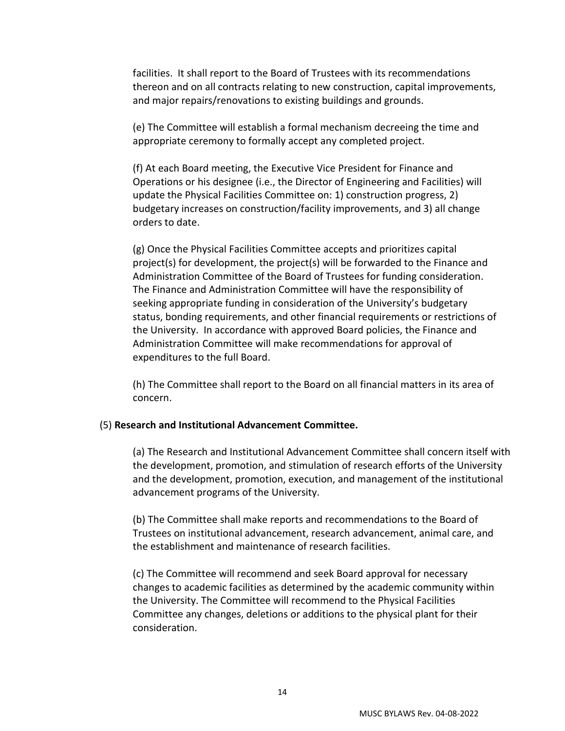facilities. It shall report to the Board of Trustees with its recommendations thereon and on all contracts relating to new construction, capital improvements, and major repairs/renovations to existing buildings and grounds.

(e) The Committee will establish a formal mechanism decreeing the time and appropriate ceremony to formally accept any completed project.

(f) At each Board meeting, the Executive Vice President for Finance and Operations or his designee (i.e., the Director of Engineering and Facilities) will update the Physical Facilities Committee on: 1) construction progress, 2) budgetary increases on construction/facility improvements, and 3) all change orders to date.

(g) Once the Physical Facilities Committee accepts and prioritizes capital project(s) for development, the project(s) will be forwarded to the Finance and Administration Committee of the Board of Trustees for funding consideration. The Finance and Administration Committee will have the responsibility of seeking appropriate funding in consideration of the University's budgetary status, bonding requirements, and other financial requirements or restrictions of the University. In accordance with approved Board policies, the Finance and Administration Committee will make recommendations for approval of expenditures to the full Board.

(h) The Committee shall report to the Board on all financial matters in its area of concern.

(5) **Research and Institutional Advancement Committee.**

(a) The Research and Institutional Advancement Committee shall concern itself with the development, promotion, and stimulation of research efforts of the University and the development, promotion, execution, and management of the institutional advancement programs of the University.

(b) The Committee shall make reports and recommendations to the Board of Trustees on institutional advancement, research advancement, animal care, and the establishment and maintenance of research facilities.

(c) The Committee will recommend and seek Board approval for necessary changes to academic facilities as determined by the academic community within the University. The Committee will recommend to the Physical Facilities Committee any changes, deletions or additions to the physical plant for their consideration.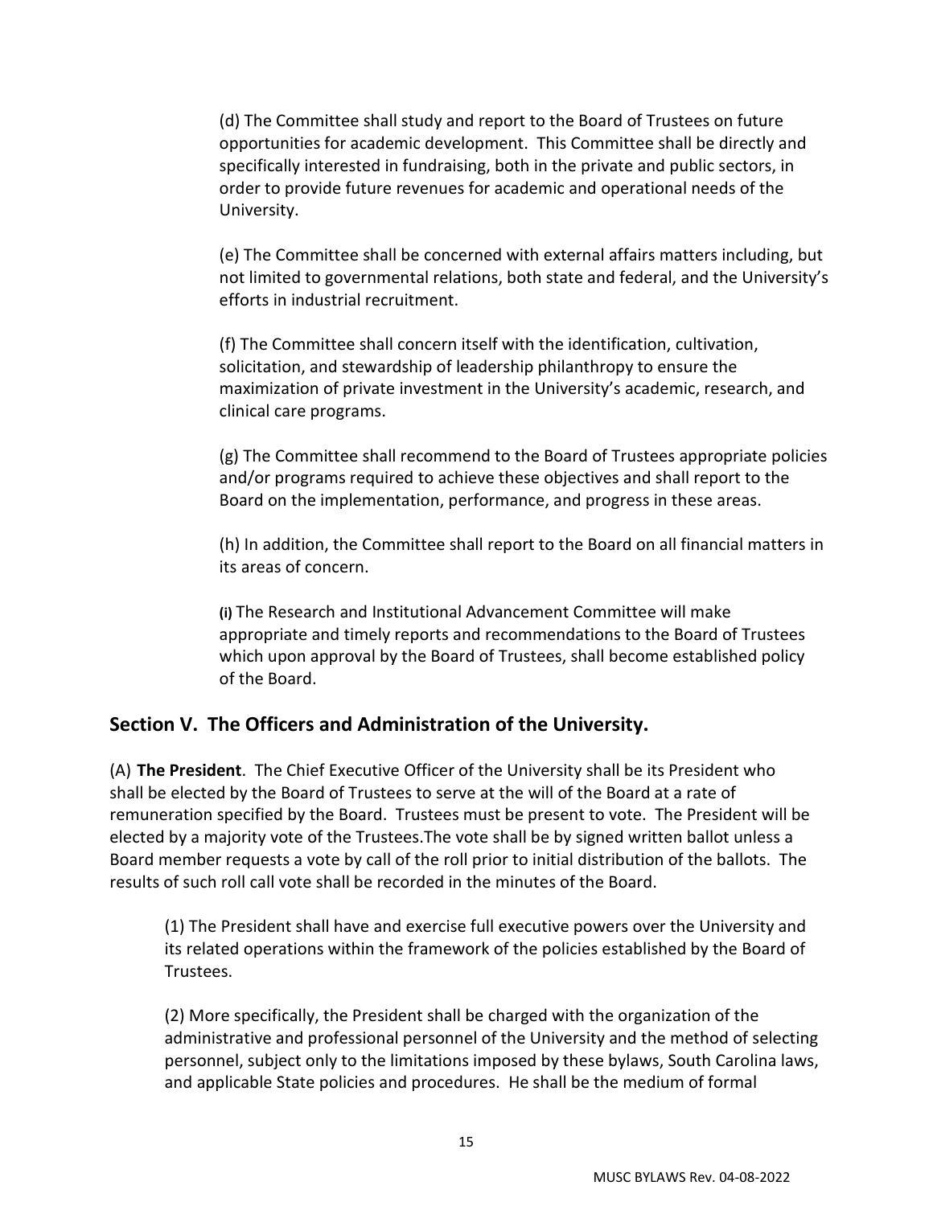(d) The Committee shall study and report to the Board of Trustees on future opportunities for academic development. This Committee shall be directly and specifically interested in fundraising, both in the private and public sectors, in order to provide future revenues for academic and operational needs of the University.

(e) The Committee shall be concerned with external affairs matters including, but not limited to governmental relations, both state and federal, and the University's efforts in industrial recruitment.

(f) The Committee shall concern itself with the identification, cultivation, solicitation, and stewardship of leadership philanthropy to ensure the maximization of private investment in the University's academic, research, and clinical care programs.

(g) The Committee shall recommend to the Board of Trustees appropriate policies and/or programs required to achieve these objectives and shall report to the Board on the implementation, performance, and progress in these areas.

(h) In addition, the Committee shall report to the Board on all financial matters in its areas of concern.

**(i)** The Research and Institutional Advancement Committee will make appropriate and timely reports and recommendations to the Board of Trustees which upon approval by the Board of Trustees, shall become established policy of the Board.

## Section V. The Officers and Administration of the University.

(A) **The President**. The Chief Executive Officer of the University shall be its President who shall be elected by the Board of Trustees to serve at the will of the Board at a rate of remuneration specified by the Board. Trustees must be present to vote. The President will be elected by a majority vote of the Trustees.The vote shall be by signed written ballot unless a Board member requests a vote by call of the roll prior to initial distribution of the ballots. The results of such roll call vote shall be recorded in the minutes of the Board.

(1) The President shall have and exercise full executive powers over the University and its related operations within the framework of the policies established by the Board of Trustees.

(2) More specifically, the President shall be charged with the organization of the administrative and professional personnel of the University and the method of selecting personnel, subject only to the limitations imposed by these bylaws, South Carolina laws, and applicable State policies and procedures. He shall be the medium of formal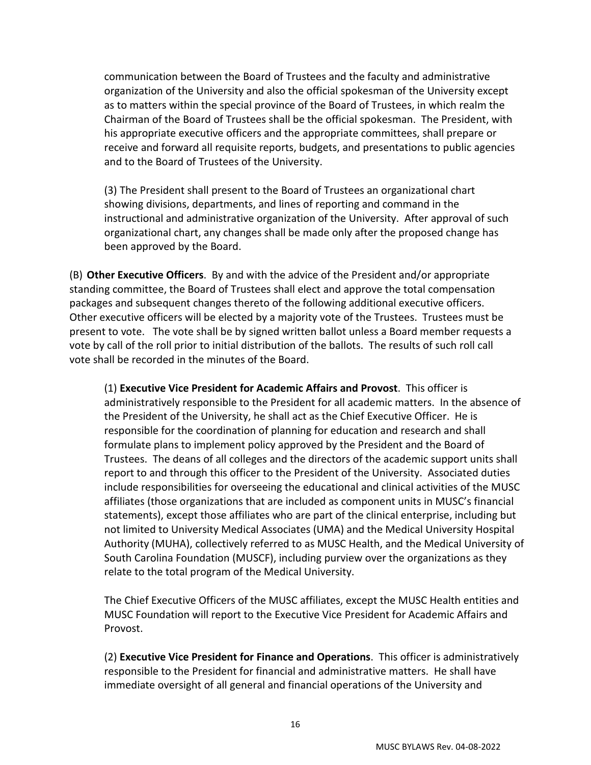communication between the Board of Trustees and the faculty and administrative organization of the University and also the official spokesman of the University except as to matters within the special province of the Board of Trustees, in which realm the Chairman of the Board of Trustees shall be the official spokesman. The President, with his appropriate executive officers and the appropriate committees, shall prepare or receive and forward all requisite reports, budgets, and presentations to public agencies and to the Board of Trustees of the University.

(3) The President shall present to the Board of Trustees an organizational chart showing divisions, departments, and lines of reporting and command in the instructional and administrative organization of the University. After approval of such organizational chart, any changes shall be made only after the proposed change has been approved by the Board.

(B) **Other Executive Officers**. By and with the advice of the President and/or appropriate standing committee, the Board of Trustees shall elect and approve the total compensation packages and subsequent changes thereto of the following additional executive officers. Other executive officers will be elected by a majority vote of the Trustees. Trustees must be present to vote. The vote shall be by signed written ballot unless a Board member requests a vote by call of the roll prior to initial distribution of the ballots. The results of such roll call vote shall be recorded in the minutes of the Board.

(1) **Executive Vice President for Academic Affairs and Provost**. This officer is administratively responsible to the President for all academic matters. In the absence of the President of the University, he shall act as the Chief Executive Officer. He is responsible for the coordination of planning for education and research and shall formulate plans to implement policy approved by the President and the Board of Trustees. The deans of all colleges and the directors of the academic support units shall report to and through this officer to the President of the University. Associated duties include responsibilities for overseeing the educational and clinical activities of the MUSC affiliates (those organizations that are included as component units in MUSC's financial statements), except those affiliates who are part of the clinical enterprise, including but not limited to University Medical Associates (UMA) and the Medical University Hospital Authority (MUHA), collectively referred to as MUSC Health, and the Medical University of South Carolina Foundation (MUSCF), including purview over the organizations as they relate to the total program of the Medical University.

The Chief Executive Officers of the MUSC affiliates, except the MUSC Health entities and MUSC Foundation will report to the Executive Vice President for Academic Affairs and Provost.

(2) **Executive Vice President for Finance and Operations**. This officer is administratively responsible to the President for financial and administrative matters. He shall have immediate oversight of all general and financial operations of the University and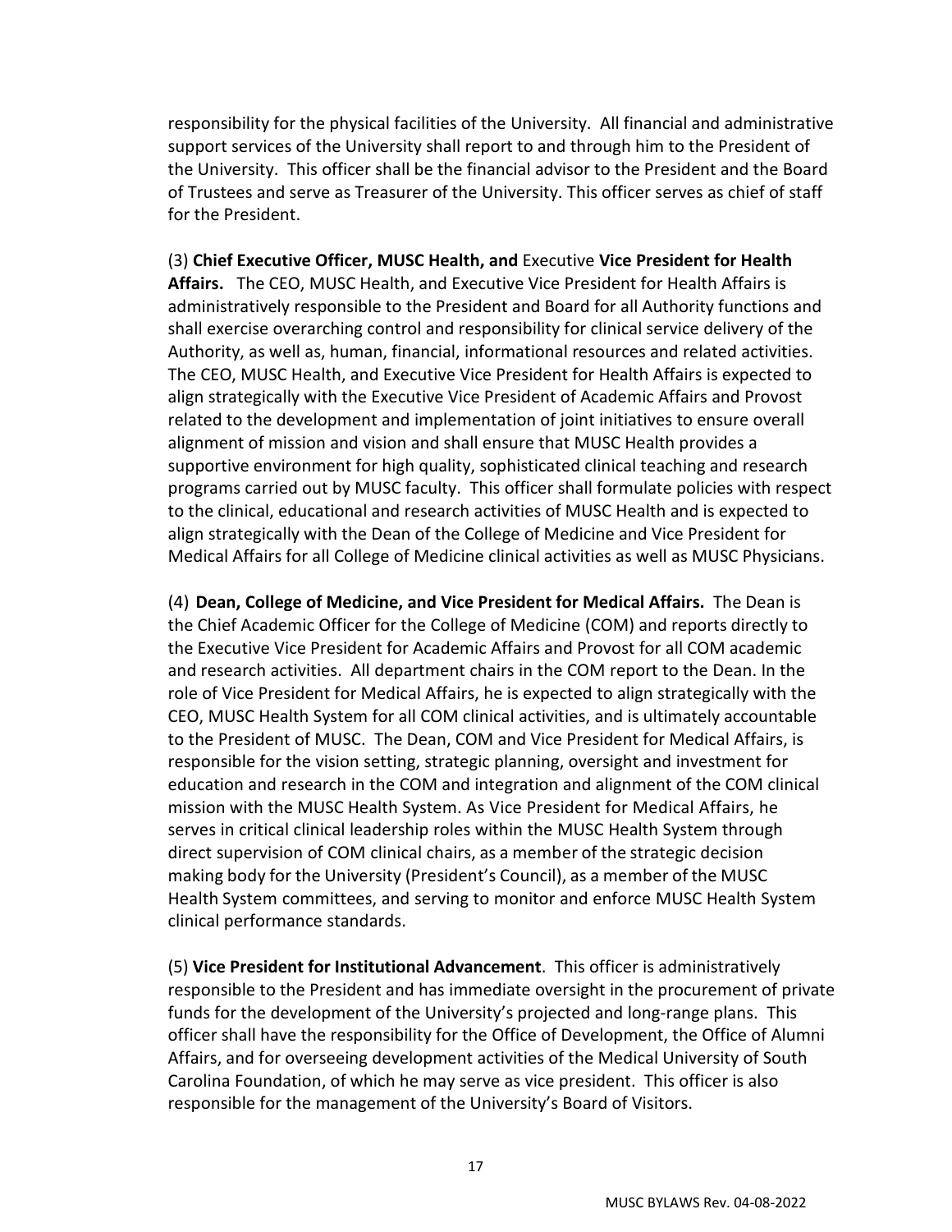responsibility for the physical facilities of the University. All financial and administrative support services of the University shall report to and through him to the President of the University. This officer shall be the financial advisor to the President and the Board of Trustees and serve as Treasurer of the University. This officer serves as chief of staff for the President.

(3) **Chief Executive Officer, MUSC Health, and** Executive **Vice President for Health Affairs.** The CEO, MUSC Health, and Executive Vice President for Health Affairs is administratively responsible to the President and Board for all Authority functions and shall exercise overarching control and responsibility for clinical service delivery of the Authority, as well as, human, financial, informational resources and related activities. The CEO, MUSC Health, and Executive Vice President for Health Affairs is expected to align strategically with the Executive Vice President of Academic Affairs and Provost related to the development and implementation of joint initiatives to ensure overall alignment of mission and vision and shall ensure that MUSC Health provides a supportive environment for high quality, sophisticated clinical teaching and research programs carried out by MUSC faculty. This officer shall formulate policies with respect to the clinical, educational and research activities of MUSC Health and is expected to align strategically with the Dean of the College of Medicine and Vice President for Medical Affairs for all College of Medicine clinical activities as well as MUSC Physicians.

(4) **Dean, College of Medicine, and Vice President for Medical Affairs.** The Dean is the Chief Academic Officer for the College of Medicine (COM) and reports directly to the Executive Vice President for Academic Affairs and Provost for all COM academic and research activities. All department chairs in the COM report to the Dean. In the role of Vice President for Medical Affairs, he is expected to align strategically with the CEO, MUSC Health System for all COM clinical activities, and is ultimately accountable to the President of MUSC. The Dean, COM and Vice President for Medical Affairs, is responsible for the vision setting, strategic planning, oversight and investment for education and research in the COM and integration and alignment of the COM clinical mission with the MUSC Health System. As Vice President for Medical Affairs, he serves in critical clinical leadership roles within the MUSC Health System through direct supervision of COM clinical chairs, as a member of the strategic decision making body for the University (President's Council), as a member of the MUSC Health System committees, and serving to monitor and enforce MUSC Health System clinical performance standards.

(5) **Vice President for Institutional Advancement**. This officer is administratively responsible to the President and has immediate oversight in the procurement of private funds for the development of the University's projected and long-range plans. This officer shall have the responsibility for the Office of Development, the Office of Alumni Affairs, and for overseeing development activities of the Medical University of South Carolina Foundation, of which he may serve as vice president. This officer is also responsible for the management of the University's Board of Visitors.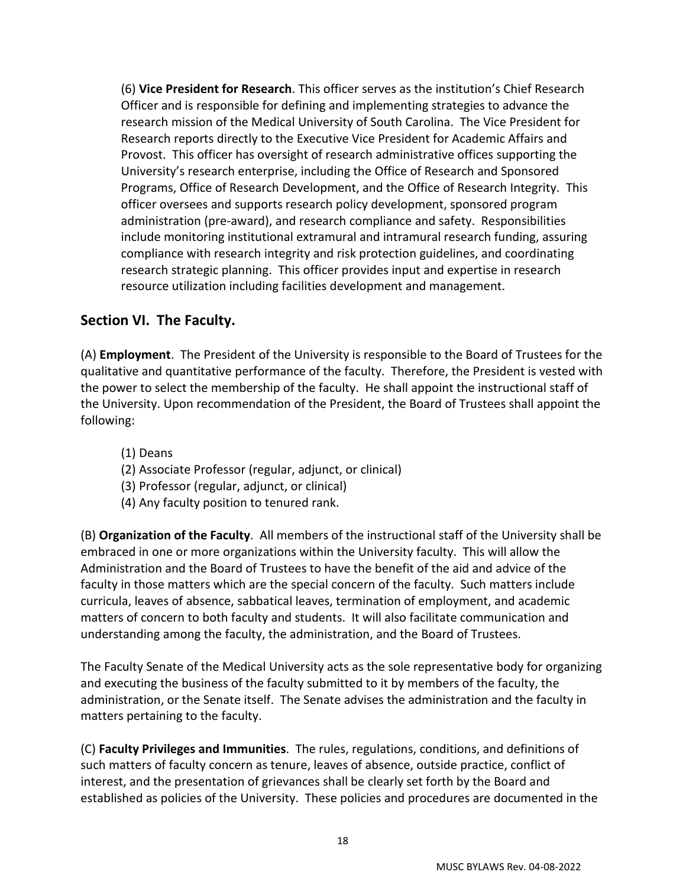(6) **Vice President for Research**. This officer serves as the institution's Chief Research Officer and is responsible for defining and implementing strategies to advance the research mission of the Medical University of South Carolina. The Vice President for Research reports directly to the Executive Vice President for Academic Affairs and Provost. This officer has oversight of research administrative offices supporting the University's research enterprise, including the Office of Research and Sponsored Programs, Office of Research Development, and the Office of Research Integrity. This officer oversees and supports research policy development, sponsored program administration (pre-award), and research compliance and safety. Responsibilities include monitoring institutional extramural and intramural research funding, assuring compliance with research integrity and risk protection guidelines, and coordinating research strategic planning. This officer provides input and expertise in research resource utilization including facilities development and management.

## Section VI. The Faculty.

(A) **Employment**. The President of the University is responsible to the Board of Trustees for the qualitative and quantitative performance of the faculty. Therefore, the President is vested with the power to select the membership of the faculty. He shall appoint the instructional staff of the University. Upon recommendation of the President, the Board of Trustees shall appoint the following:

(1) Deans
(2) Associate Professor (regular, adjunct, or clinical)
(3) Professor (regular, adjunct, or clinical)
(4) Any faculty position to tenured rank.

(B) **Organization of the Faculty**. All members of the instructional staff of the University shall be embraced in one or more organizations within the University faculty. This will allow the Administration and the Board of Trustees to have the benefit of the aid and advice of the faculty in those matters which are the special concern of the faculty. Such matters include curricula, leaves of absence, sabbatical leaves, termination of employment, and academic matters of concern to both faculty and students. It will also facilitate communication and understanding among the faculty, the administration, and the Board of Trustees.

The Faculty Senate of the Medical University acts as the sole representative body for organizing and executing the business of the faculty submitted to it by members of the faculty, the administration, or the Senate itself. The Senate advises the administration and the faculty in matters pertaining to the faculty.

(C) **Faculty Privileges and Immunities**. The rules, regulations, conditions, and definitions of such matters of faculty concern as tenure, leaves of absence, outside practice, conflict of interest, and the presentation of grievances shall be clearly set forth by the Board and established as policies of the University. These policies and procedures are documented in the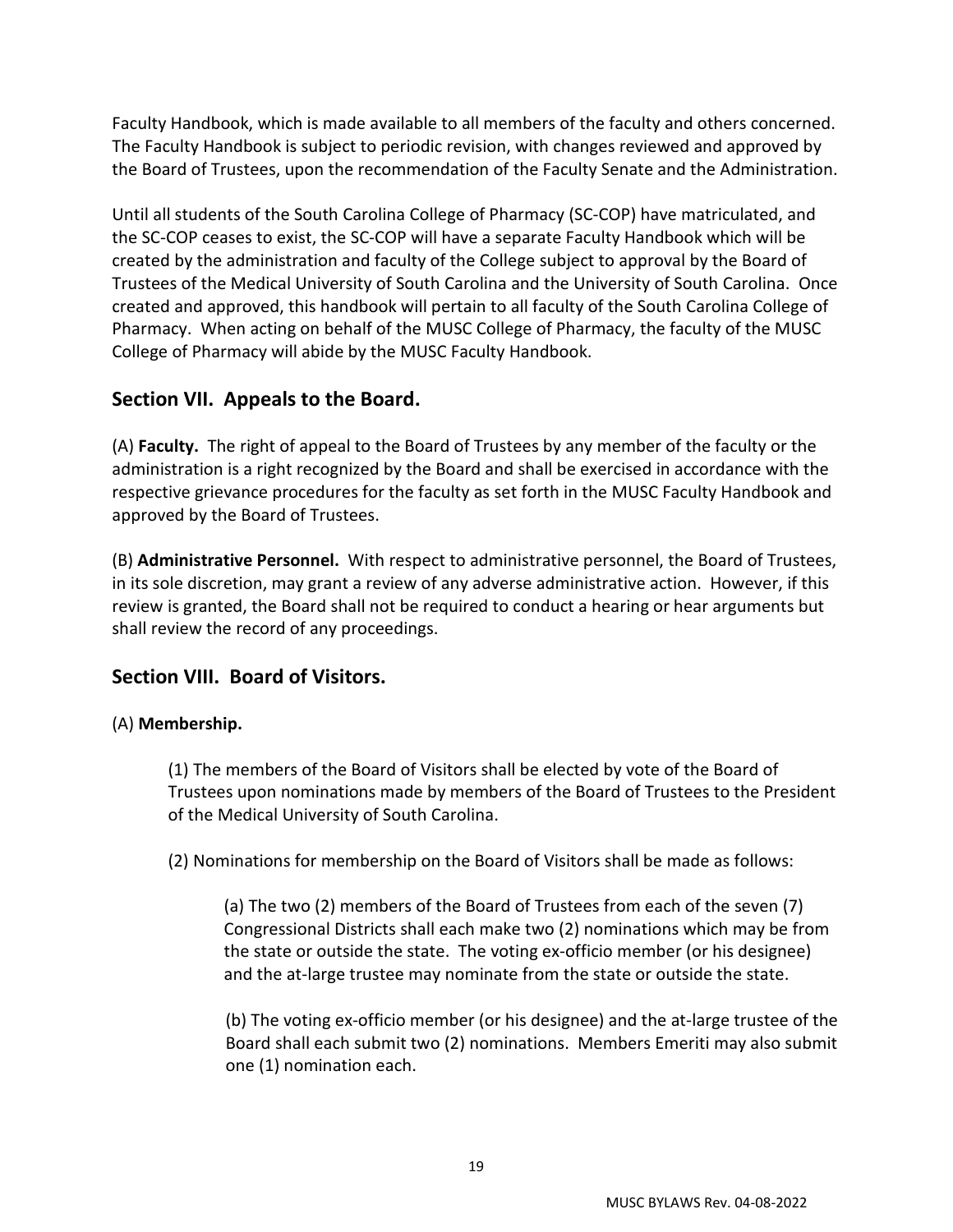Faculty Handbook, which is made available to all members of the faculty and others concerned. The Faculty Handbook is subject to periodic revision, with changes reviewed and approved by the Board of Trustees, upon the recommendation of the Faculty Senate and the Administration.

Until all students of the South Carolina College of Pharmacy (SC-COP) have matriculated, and the SC-COP ceases to exist, the SC-COP will have a separate Faculty Handbook which will be created by the administration and faculty of the College subject to approval by the Board of Trustees of the Medical University of South Carolina and the University of South Carolina. Once created and approved, this handbook will pertain to all faculty of the South Carolina College of Pharmacy. When acting on behalf of the MUSC College of Pharmacy, the faculty of the MUSC College of Pharmacy will abide by the MUSC Faculty Handbook.

## Section VII. Appeals to the Board.

(A) **Faculty.** The right of appeal to the Board of Trustees by any member of the faculty or the administration is a right recognized by the Board and shall be exercised in accordance with the respective grievance procedures for the faculty as set forth in the MUSC Faculty Handbook and approved by the Board of Trustees.

(B) **Administrative Personnel.** With respect to administrative personnel, the Board of Trustees, in its sole discretion, may grant a review of any adverse administrative action. However, if this review is granted, the Board shall not be required to conduct a hearing or hear arguments but shall review the record of any proceedings.

## Section VIII. Board of Visitors.

(A) **Membership.**

(1) The members of the Board of Visitors shall be elected by vote of the Board of Trustees upon nominations made by members of the Board of Trustees to the President of the Medical University of South Carolina.

(2) Nominations for membership on the Board of Visitors shall be made as follows:

(a) The two (2) members of the Board of Trustees from each of the seven (7) Congressional Districts shall each make two (2) nominations which may be from the state or outside the state. The voting ex-officio member (or his designee) and the at-large trustee may nominate from the state or outside the state.

(b) The voting ex-officio member (or his designee) and the at-large trustee of the Board shall each submit two (2) nominations. Members Emeriti may also submit one (1) nomination each.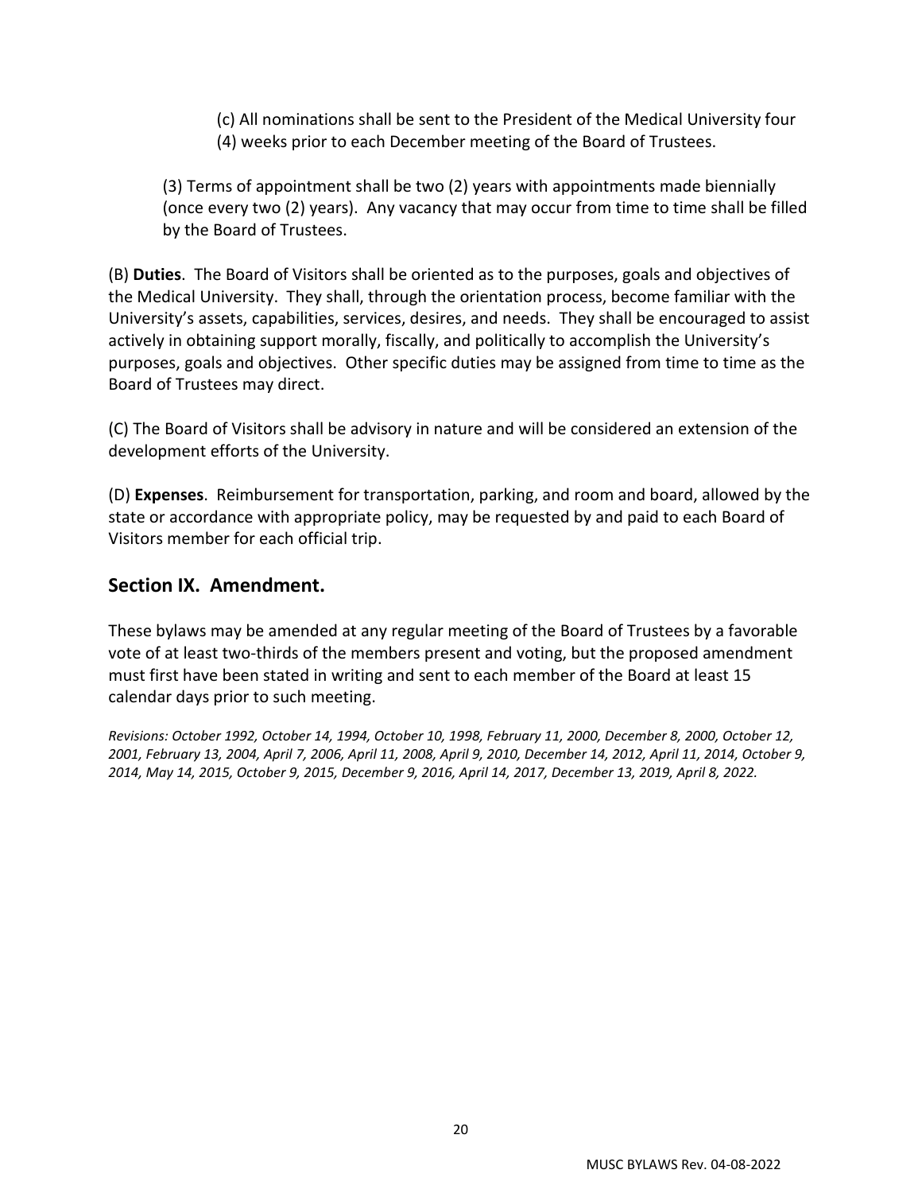(c) All nominations shall be sent to the President of the Medical University four (4) weeks prior to each December meeting of the Board of Trustees.

(3) Terms of appointment shall be two (2) years with appointments made biennially (once every two (2) years). Any vacancy that may occur from time to time shall be filled by the Board of Trustees.

(B) **Duties**. The Board of Visitors shall be oriented as to the purposes, goals and objectives of the Medical University. They shall, through the orientation process, become familiar with the University's assets, capabilities, services, desires, and needs. They shall be encouraged to assist actively in obtaining support morally, fiscally, and politically to accomplish the University's purposes, goals and objectives. Other specific duties may be assigned from time to time as the Board of Trustees may direct.

(C) The Board of Visitors shall be advisory in nature and will be considered an extension of the development efforts of the University.

(D) **Expenses**. Reimbursement for transportation, parking, and room and board, allowed by the state or accordance with appropriate policy, may be requested by and paid to each Board of Visitors member for each official trip.

## Section IX. Amendment.

These bylaws may be amended at any regular meeting of the Board of Trustees by a favorable vote of at least two-thirds of the members present and voting, but the proposed amendment must first have been stated in writing and sent to each member of the Board at least 15 calendar days prior to such meeting.

*Revisions: October 1992, October 14, 1994, October 10, 1998, February 11, 2000, December 8, 2000, October 12, 2001, February 13, 2004, April 7, 2006, April 11, 2008, April 9, 2010, December 14, 2012, April 11, 2014, October 9, 2014, May 14, 2015, October 9, 2015, December 9, 2016, April 14, 2017, December 13, 2019, April 8, 2022.*